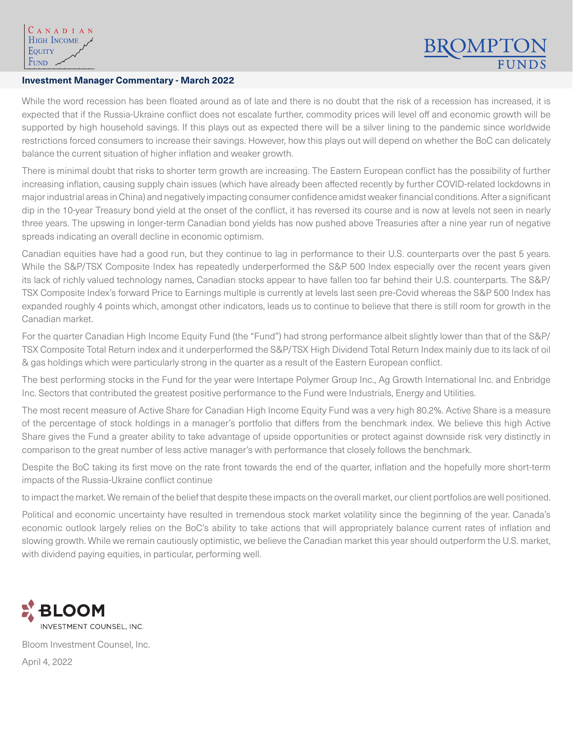**Investment Manager Commentary - March 2022**

While the word recession has been floated around as of late and there is no doubt that the risk of a recession has increased, it is expected that if the Russia-Ukraine conflict does not escalate further, commodity prices will level off and economic growth will be supported by high household savings. If this plays out as expected there will be a silver lining to the pandemic since worldwide restrictions forced consumers to increase their savings. However, how this plays out will depend on whether the BoC can delicately balance the current situation of higher inflation and weaker growth.

There is minimal doubt that risks to shorter term growth are increasing. The Eastern European conflict has the possibility of further increasing inflation, causing supply chain issues (which have already been affected recently by further COVID-related lockdowns in major industrial areas in China) and negatively impacting consumer confidence amidst weaker financial conditions. After a significant dip in the 10-year Treasury bond yield at the onset of the conflict, it has reversed its course and is now at levels not seen in nearly three years. The upswing in longer-term Canadian bond yields has now pushed above Treasuries after a nine year run of negative spreads indicating an overall decline in economic optimism.

Canadian equities have had a good run, but they continue to lag in performance to their U.S. counterparts over the past 5 years. While the S&P/TSX Composite Index has repeatedly underperformed the S&P 500 Index especially over the recent years given its lack of richly valued technology names, Canadian stocks appear to have fallen too far behind their U.S. counterparts. The S&P/TSX Composite Index's forward Price to Earnings multiple is currently at levels last seen pre-Covid whereas the S&P 500 Index has expanded roughly 4 points which, amongst other indicators, leads us to continue to believe that there is still room for growth in the Canadian market.

For the quarter Canadian High Income Equity Fund (the "Fund") had strong performance albeit slightly lower than that of the S&P/TSX Composite Total Return index and it underperformed the S&P/TSX High Dividend Total Return Index mainly due to its lack of oil & gas holdings which were particularly strong in the quarter as a result of the Eastern European conflict.

The best performing stocks in the Fund for the year were Intertape Polymer Group Inc., Ag Growth International Inc. and Enbridge Inc. Sectors that contributed the greatest positive performance to the Fund were Industrials, Energy and Utilities.

The most recent measure of Active Share for Canadian High Income Equity Fund was a very high 80.2%. Active Share is a measure of the percentage of stock holdings in a manager's portfolio that differs from the benchmark index. We believe this high Active Share gives the Fund a greater ability to take advantage of upside opportunities or protect against downside risk very distinctly in comparison to the great number of less active manager's with performance that closely follows the benchmark.

Despite the BoC taking its first move on the rate front towards the end of the quarter, inflation and the hopefully more short-term impacts of the Russia-Ukraine conflict continue

to impact the market. We remain of the belief that despite these impacts on the overall market, our client portfolios are well positioned.

Political and economic uncertainty have resulted in tremendous stock market volatility since the beginning of the year. Canada's economic outlook largely relies on the BoC's ability to take actions that will appropriately balance current rates of inflation and slowing growth. While we remain cautiously optimistic, we believe the Canadian market this year should outperform the U.S. market, with dividend paying equities, in particular, performing well.

Bloom Investment Counsel, Inc.

April 4, 2022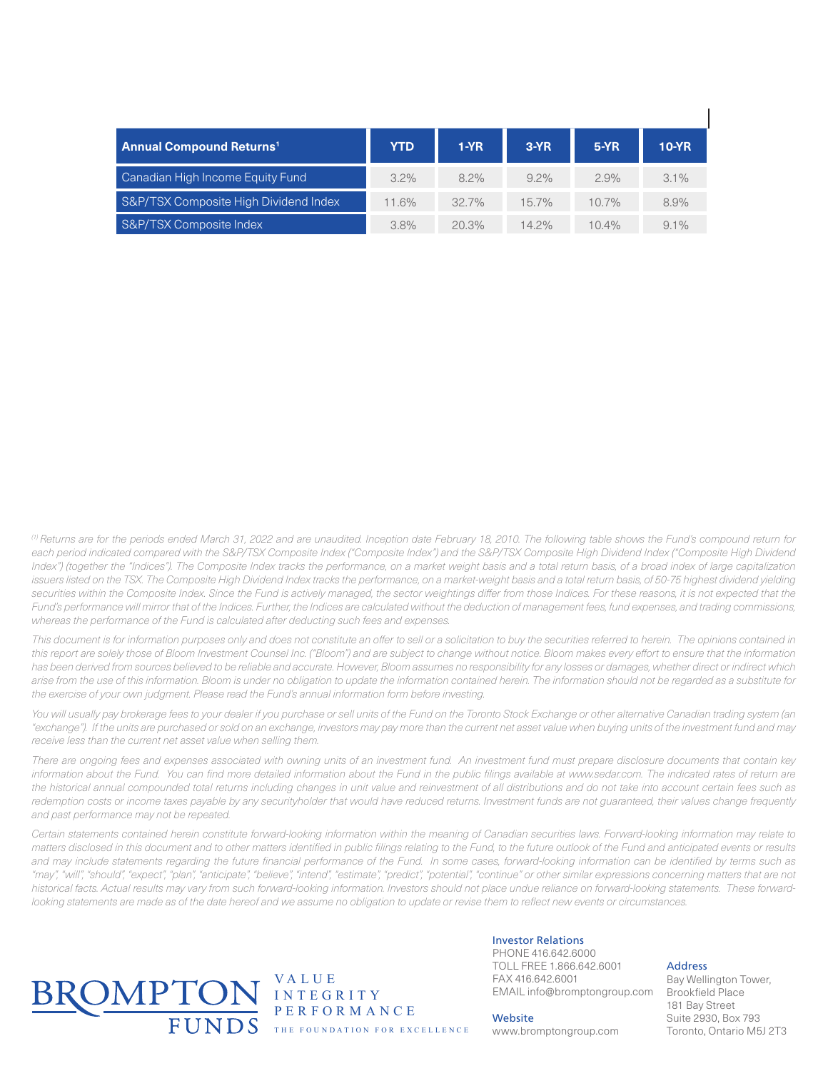| Annual Compound Returns[1] | YTD | 1-YR | 3-YR | 5-YR | 10-YR |
|---|---|---|---|---|---|
| Canadian High Income Equity Fund | 3.2% | 8.2% | 9.2% | 2.9% | 3.1% |
| S&P/TSX Composite High Dividend Index | 11.6% | 32.7% | 15.7% | 10.7% | 8.9% |
| S&P/TSX Composite Index | 3.8% | 20.3% | 14.2% | 10.4% | 9.1% |

*[1] Returns are for the periods ended March 31, 2022 and are unaudited. Inception date February 18, 2010. The following table shows the Fund's compound return for each period indicated compared with the S&P/TSX Composite Index ("Composite Index") and the S&P/TSX Composite High Dividend Index ("Composite High Dividend Index") (together the "Indices"). The Composite Index tracks the performance, on a market weight basis and a total return basis, of a broad index of large capitalization issuers listed on the TSX. The Composite High Dividend Index tracks the performance, on a market-weight basis and a total return basis, of 50-75 highest dividend yielding securities within the Composite Index. Since the Fund is actively managed, the sector weightings differ from those Indices. For these reasons, it is not expected that the Fund's performance will mirror that of the Indices. Further, the Indices are calculated without the deduction of management fees, fund expenses, and trading commissions, whereas the performance of the Fund is calculated after deducting such fees and expenses.*

*This document is for information purposes only and does not constitute an offer to sell or a solicitation to buy the securities referred to herein. The opinions contained in this report are solely those of Bloom Investment Counsel Inc. ("Bloom") and are subject to change without notice. Bloom makes every effort to ensure that the information has been derived from sources believed to be reliable and accurate. However, Bloom assumes no responsibility for any losses or damages, whether direct or indirect which arise from the use of this information. Bloom is under no obligation to update the information contained herein. The information should not be regarded as a substitute for the exercise of your own judgment. Please read the Fund's annual information form before investing.*

*You will usually pay brokerage fees to your dealer if you purchase or sell units of the Fund on the Toronto Stock Exchange or other alternative Canadian trading system (an "exchange"). If the units are purchased or sold on an exchange, investors may pay more than the current net asset value when buying units of the investment fund and may receive less than the current net asset value when selling them.*

*There are ongoing fees and expenses associated with owning units of an investment fund. An investment fund must prepare disclosure documents that contain key information about the Fund. You can find more detailed information about the Fund in the public filings available at www.sedar.com. The indicated rates of return are the historical annual compounded total returns including changes in unit value and reinvestment of all distributions and do not take into account certain fees such as redemption costs or income taxes payable by any securityholder that would have reduced returns. Investment funds are not guaranteed, their values change frequently and past performance may not be repeated.*

*Certain statements contained herein constitute forward-looking information within the meaning of Canadian securities laws. Forward-looking information may relate to matters disclosed in this document and to other matters identified in public filings relating to the Fund, to the future outlook of the Fund and anticipated events or results and may include statements regarding the future financial performance of the Fund. In some cases, forward-looking information can be identified by terms such as "may", "will", "should", "expect", "plan", "anticipate", "believe", "intend", "estimate", "predict", "potential", "continue" or other similar expressions concerning matters that are not historical facts. Actual results may vary from such forward-looking information. Investors should not place undue reliance on forward-looking statements. These forward-looking statements are made as of the date hereof and we assume no obligation to update or revise them to reflect new events or circumstances.*

BROMPTON FUNDS

VALUE
INTEGRITY
PERFORMANCE
THE FOUNDATION FOR EXCELLENCE

**Investor Relations**
PHONE 416.642.6000
TOLL FREE 1.866.642.6001
FAX 416.642.6001
EMAIL info@bromptongroup.com

**Website**
www.bromptongroup.com

**Address**
Bay Wellington Tower,
Brookfield Place
181 Bay Street
Suite 2930, Box 793
Toronto, Ontario M5J 2T3